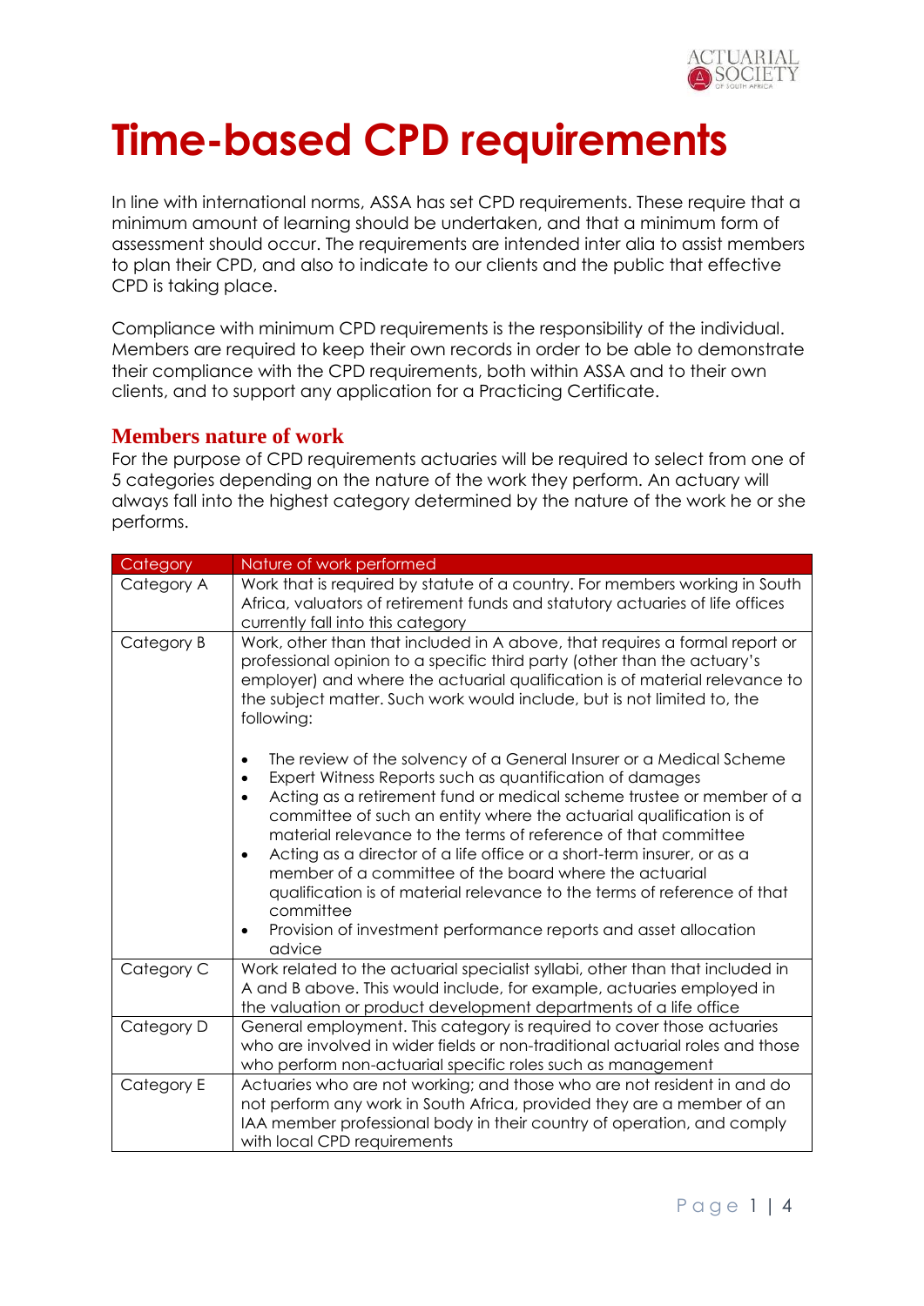# Time-based CPD requirements

In line with international norms, ASSA has set CPD requirements. These require that a minimum amount of learning should be undertaken, and that a minimum form of assessment should occur. The requirements are intended inter alia to assist members to plan their CPD, and also to indicate to our clients and the public that effective CPD is taking place.

Compliance with minimum CPD requirements is the responsibility of the individual. Members are required to keep their own records in order to be able to demonstrate their compliance with the CPD requirements, both within ASSA and to their own clients, and to support any application for a Practicing Certificate.

## Members nature of work

For the purpose of CPD requirements actuaries will be required to select from one of 5 categories depending on the nature of the work they perform. An actuary will always fall into the highest category determined by the nature of the work he or she performs.

| Category | Nature of work performed |
|---|---|
| Category A | Work that is required by statute of a country. For members working in South Africa, valuators of retirement funds and statutory actuaries of life offices currently fall into this category |
| Category B | Work, other than that included in A above, that requires a formal report or professional opinion to a specific third party (other than the actuary's employer) and where the actuarial qualification is of material relevance to the subject matter. Such work would include, but is not limited to, the following:<br><br>• The review of the solvency of a General Insurer or a Medical Scheme<br>• Expert Witness Reports such as quantification of damages<br>• Acting as a retirement fund or medical scheme trustee or member of a committee of such an entity where the actuarial qualification is of material relevance to the terms of reference of that committee<br>• Acting as a director of a life office or a short-term insurer, or as a member of a committee of the board where the actuarial qualification is of material relevance to the terms of reference of that committee<br>• Provision of investment performance reports and asset allocation advice |
| Category C | Work related to the actuarial specialist syllabi, other than that included in A and B above. This would include, for example, actuaries employed in the valuation or product development departments of a life office |
| Category D | General employment. This category is required to cover those actuaries who are involved in wider fields or non-traditional actuarial roles and those who perform non-actuarial specific roles such as management |
| Category E | Actuaries who are not working; and those who are not resident in and do not perform any work in South Africa, provided they are a member of an IAA member professional body in their country of operation, and comply with local CPD requirements |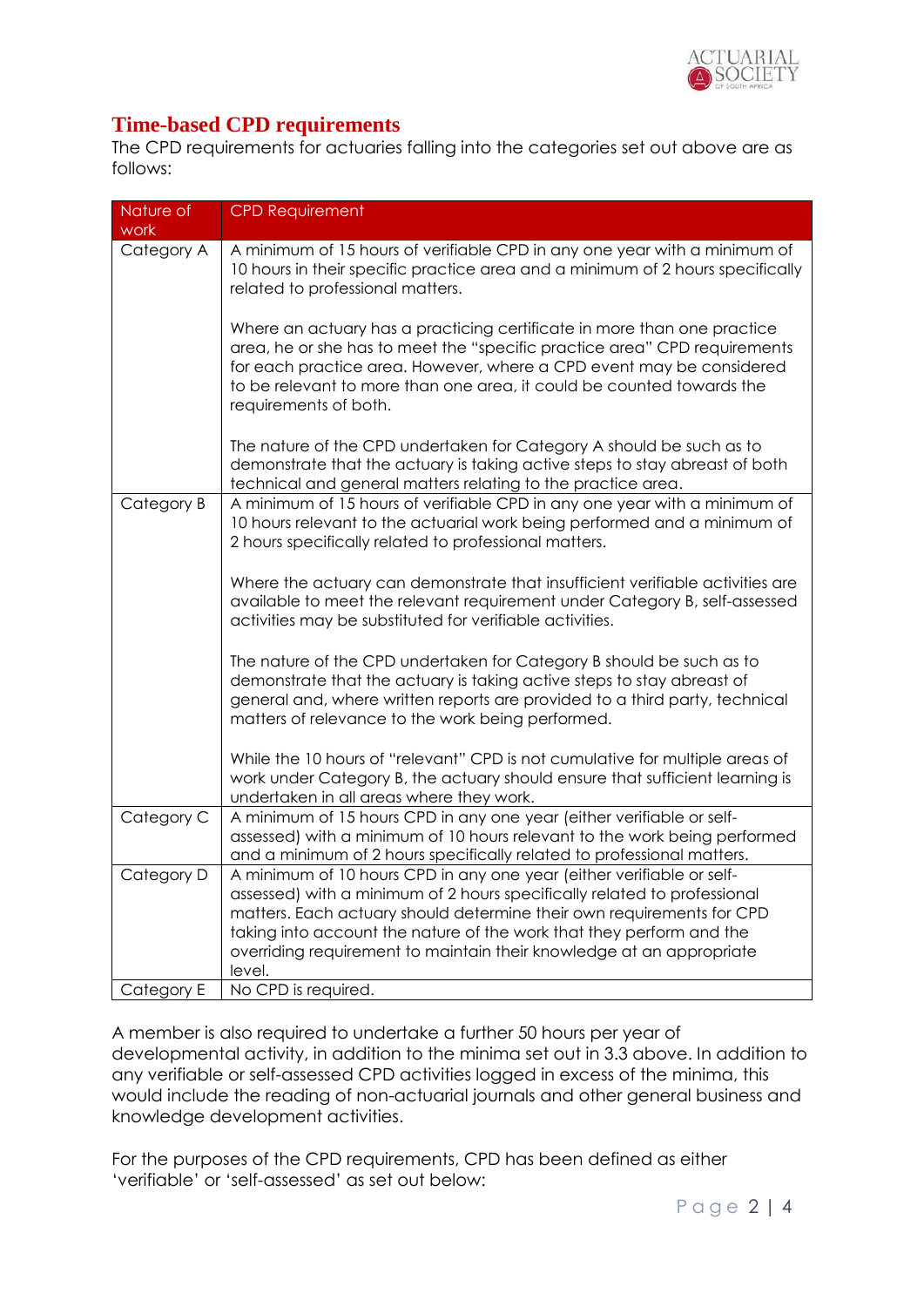## Time-based CPD requirements

The CPD requirements for actuaries falling into the categories set out above are as follows:

| Nature of work | CPD Requirement |
|---|---|
| Category A | A minimum of 15 hours of verifiable CPD in any one year with a minimum of 10 hours in their specific practice area and a minimum of 2 hours specifically related to professional matters.<br><br>Where an actuary has a practicing certificate in more than one practice area, he or she has to meet the "specific practice area" CPD requirements for each practice area. However, where a CPD event may be considered to be relevant to more than one area, it could be counted towards the requirements of both.<br><br>The nature of the CPD undertaken for Category A should be such as to demonstrate that the actuary is taking active steps to stay abreast of both technical and general matters relating to the practice area. |
| Category B | A minimum of 15 hours of verifiable CPD in any one year with a minimum of 10 hours relevant to the actuarial work being performed and a minimum of 2 hours specifically related to professional matters.<br><br>Where the actuary can demonstrate that insufficient verifiable activities are available to meet the relevant requirement under Category B, self-assessed activities may be substituted for verifiable activities.<br><br>The nature of the CPD undertaken for Category B should be such as to demonstrate that the actuary is taking active steps to stay abreast of general and, where written reports are provided to a third party, technical matters of relevance to the work being performed.<br><br>While the 10 hours of "relevant" CPD is not cumulative for multiple areas of work under Category B, the actuary should ensure that sufficient learning is undertaken in all areas where they work. |
| Category C | A minimum of 15 hours CPD in any one year (either verifiable or self-assessed) with a minimum of 10 hours relevant to the work being performed and a minimum of 2 hours specifically related to professional matters. |
| Category D | A minimum of 10 hours CPD in any one year (either verifiable or self-assessed) with a minimum of 2 hours specifically related to professional matters. Each actuary should determine their own requirements for CPD taking into account the nature of the work that they perform and the overriding requirement to maintain their knowledge at an appropriate level. |
| Category E | No CPD is required. |

A member is also required to undertake a further 50 hours per year of developmental activity, in addition to the minima set out in 3.3 above. In addition to any verifiable or self-assessed CPD activities logged in excess of the minima, this would include the reading of non-actuarial journals and other general business and knowledge development activities.

For the purposes of the CPD requirements, CPD has been defined as either 'verifiable' or 'self-assessed' as set out below: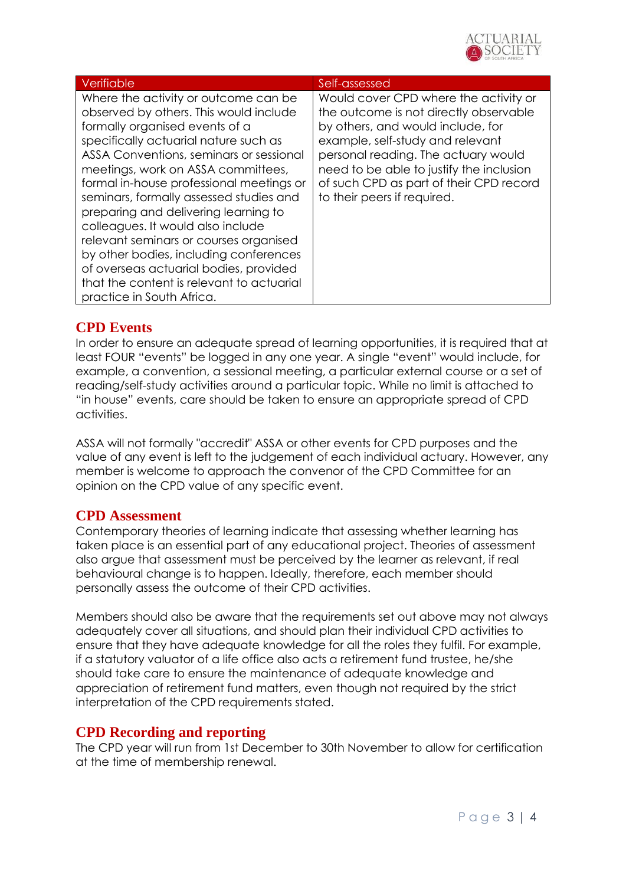| Verifiable | Self-assessed |
|---|---|
| Where the activity or outcome can be observed by others. This would include formally organised events of a specifically actuarial nature such as ASSA Conventions, seminars or sessional meetings, work on ASSA committees, formal in-house professional meetings or seminars, formally assessed studies and preparing and delivering learning to colleagues. It would also include relevant seminars or courses organised by other bodies, including conferences of overseas actuarial bodies, provided that the content is relevant to actuarial practice in South Africa. | Would cover CPD where the activity or the outcome is not directly observable by others, and would include, for example, self-study and relevant personal reading. The actuary would need to be able to justify the inclusion of such CPD as part of their CPD record to their peers if required. |

## CPD Events

In order to ensure an adequate spread of learning opportunities, it is required that at least FOUR "events" be logged in any one year. A single "event" would include, for example, a convention, a sessional meeting, a particular external course or a set of reading/self-study activities around a particular topic. While no limit is attached to "in house" events, care should be taken to ensure an appropriate spread of CPD activities.

ASSA will not formally "accredit" ASSA or other events for CPD purposes and the value of any event is left to the judgement of each individual actuary. However, any member is welcome to approach the convenor of the CPD Committee for an opinion on the CPD value of any specific event.

## CPD Assessment

Contemporary theories of learning indicate that assessing whether learning has taken place is an essential part of any educational project. Theories of assessment also argue that assessment must be perceived by the learner as relevant, if real behavioural change is to happen. Ideally, therefore, each member should personally assess the outcome of their CPD activities.

Members should also be aware that the requirements set out above may not always adequately cover all situations, and should plan their individual CPD activities to ensure that they have adequate knowledge for all the roles they fulfil. For example, if a statutory valuator of a life office also acts a retirement fund trustee, he/she should take care to ensure the maintenance of adequate knowledge and appreciation of retirement fund matters, even though not required by the strict interpretation of the CPD requirements stated.

## CPD Recording and reporting

The CPD year will run from 1st December to 30th November to allow for certification at the time of membership renewal.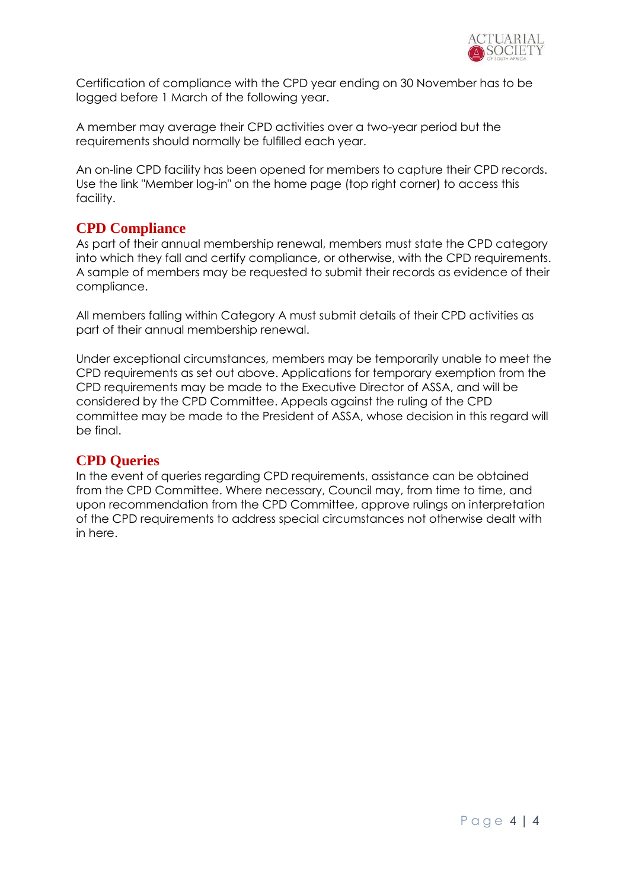Certification of compliance with the CPD year ending on 30 November has to be logged before 1 March of the following year.

A member may average their CPD activities over a two-year period but the requirements should normally be fulfilled each year.

An on-line CPD facility has been opened for members to capture their CPD records. Use the link "Member log-in" on the home page (top right corner) to access this facility.

## CPD Compliance

As part of their annual membership renewal, members must state the CPD category into which they fall and certify compliance, or otherwise, with the CPD requirements. A sample of members may be requested to submit their records as evidence of their compliance.

All members falling within Category A must submit details of their CPD activities as part of their annual membership renewal.

Under exceptional circumstances, members may be temporarily unable to meet the CPD requirements as set out above. Applications for temporary exemption from the CPD requirements may be made to the Executive Director of ASSA, and will be considered by the CPD Committee. Appeals against the ruling of the CPD committee may be made to the President of ASSA, whose decision in this regard will be final.

## CPD Queries

In the event of queries regarding CPD requirements, assistance can be obtained from the CPD Committee. Where necessary, Council may, from time to time, and upon recommendation from the CPD Committee, approve rulings on interpretation of the CPD requirements to address special circumstances not otherwise dealt with in here.